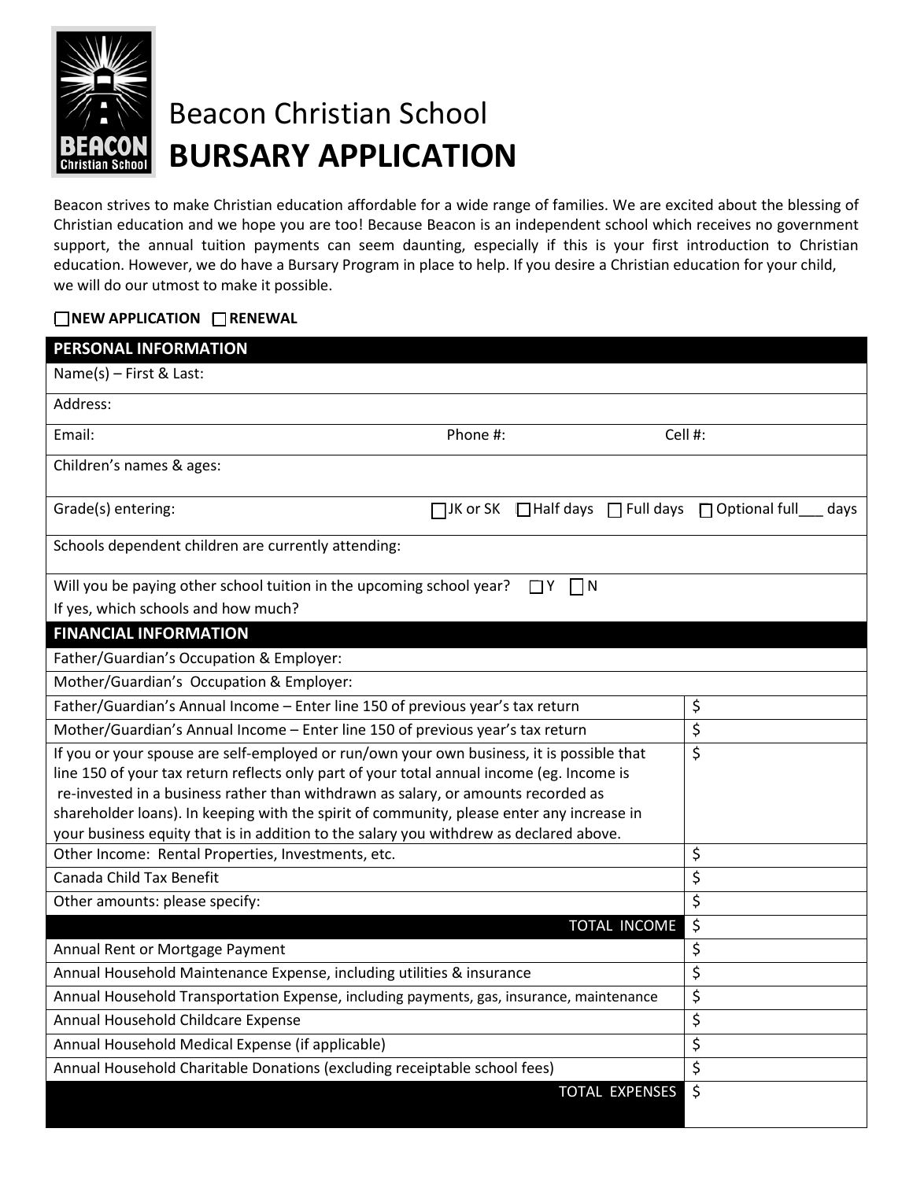# Beacon Christian School

# BURSARY APPLICATION

Beacon strives to make Christian education affordable for a wide range of families. We are excited about the blessing of Christian education and we hope you are too! Because Beacon is an independent school which receives no government support, the annual tuition payments can seem daunting, especially if this is your first introduction to Christian education. However, we do have a Bursary Program in place to help. If you desire a Christian education for your child, we will do our utmost to make it possible.

☐ **NEW APPLICATION** ☐ **RENEWAL**

| **PERSONAL INFORMATION** | | |
|---|---|---|
| Name(s) – First & Last: | | |
| Address: | | |
| Email: | Phone #: | Cell #: |
| Children's names & ages: | | |
| Grade(s) entering: | ☐ JK or SK ☐ Half days ☐ Full days ☐ Optional full___ days | |
| Schools dependent children are currently attending: | | |
| Will you be paying other school tuition in the upcoming school year? ☐ Y ☐ N<br>If yes, which schools and how much? | | |

| **FINANCIAL INFORMATION** | |
|---|---|
| Father/Guardian's Occupation & Employer: | |
| Mother/Guardian's Occupation & Employer: | |
| Father/Guardian's Annual Income – Enter line 150 of previous year's tax return | $ |
| Mother/Guardian's Annual Income – Enter line 150 of previous year's tax return | $ |
| If you or your spouse are self-employed or run/own your own business, it is possible that line 150 of your tax return reflects only part of your total annual income (eg. Income is re-invested in a business rather than withdrawn as salary, or amounts recorded as shareholder loans). In keeping with the spirit of community, please enter any increase in your business equity that is in addition to the salary you withdrew as declared above. | $ |
| Other Income: Rental Properties, Investments, etc. | $ |
| Canada Child Tax Benefit | $ |
| Other amounts: please specify: | $ |
| **TOTAL INCOME** | $ |
| Annual Rent or Mortgage Payment | $ |
| Annual Household Maintenance Expense, including utilities & insurance | $ |
| Annual Household Transportation Expense, including payments, gas, insurance, maintenance | $ |
| Annual Household Childcare Expense | $ |
| Annual Household Medical Expense (if applicable) | $ |
| Annual Household Charitable Donations (excluding receiptable school fees) | $ |
| **TOTAL EXPENSES** | $ |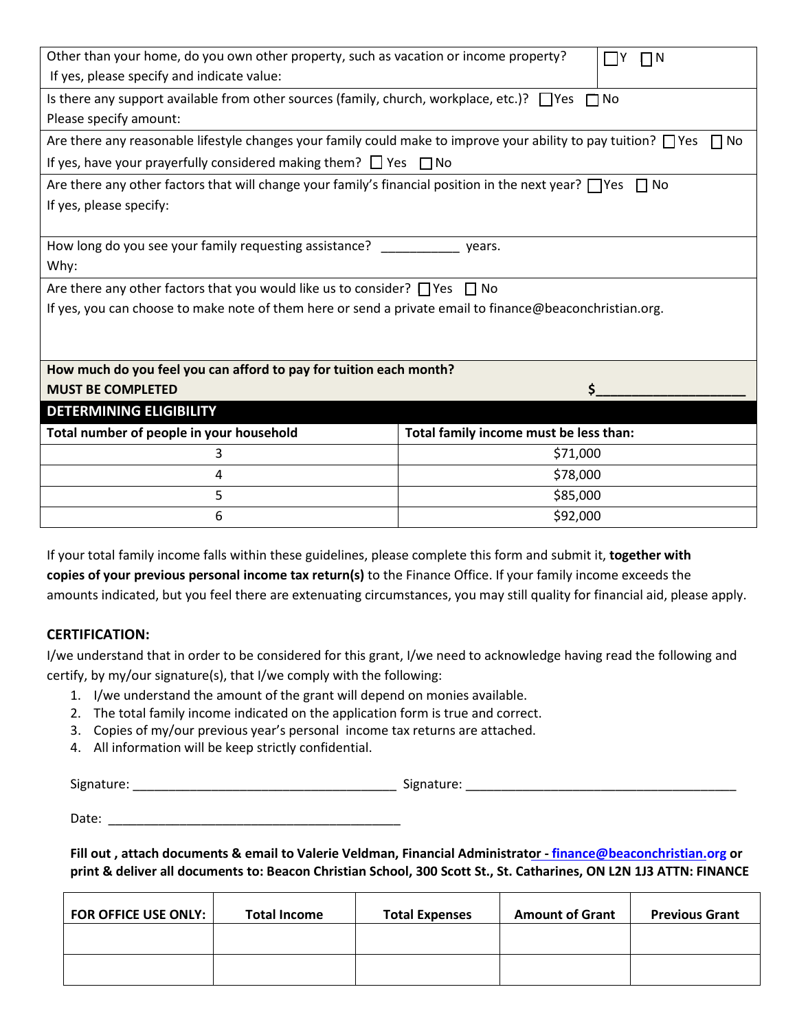Other than your home, do you own other property, such as vacation or income property? ☐ Y ☐ N
If yes, please specify and indicate value:

Is there any support available from other sources (family, church, workplace, etc.)? ☐ Yes ☐ No
Please specify amount:

Are there any reasonable lifestyle changes your family could make to improve your ability to pay tuition? ☐ Yes ☐ No
If yes, have your prayerfully considered making them? ☐ Yes ☐ No

Are there any other factors that will change your family's financial position in the next year? ☐ Yes ☐ No
If yes, please specify:

How long do you see your family requesting assistance? ___________ years.
Why:

Are there any other factors that you would like us to consider? ☐ Yes ☐ No
If yes, you can choose to make note of them here or send a private email to finance@beaconchristian.org.

**How much do you feel you can afford to pay for tuition each month?**
**MUST BE COMPLETED** $____________________

## DETERMINING ELIGIBILITY

| Total number of people in your household | Total family income must be less than: |
|---|---|
| 3 | $71,000 |
| 4 | $78,000 |
| 5 | $85,000 |
| 6 | $92,000 |

If your total family income falls within these guidelines, please complete this form and submit it, **together with copies of your previous personal income tax return(s)** to the Finance Office. If your family income exceeds the amounts indicated, but you feel there are extenuating circumstances, you may still quality for financial aid, please apply.

### CERTIFICATION:

I/we understand that in order to be considered for this grant, I/we need to acknowledge having read the following and certify, by my/our signature(s), that I/we comply with the following:

1. I/we understand the amount of the grant will depend on monies available.
2. The total family income indicated on the application form is true and correct.
3. Copies of my/our previous year's personal income tax returns are attached.
4. All information will be keep strictly confidential.

Signature: ______________________________________ Signature: ______________________________________

Date: ___________________________________________

**Fill out , attach documents & email to Valerie Veldman, Financial Administrator - finance@beaconchristian.org or print & deliver all documents to: Beacon Christian School, 300 Scott St., St. Catharines, ON L2N 1J3 ATTN: FINANCE**

| FOR OFFICE USE ONLY: | Total Income | Total Expenses | Amount of Grant | Previous Grant |
|---|---|---|---|---|
| | | | | |
| | | | | |